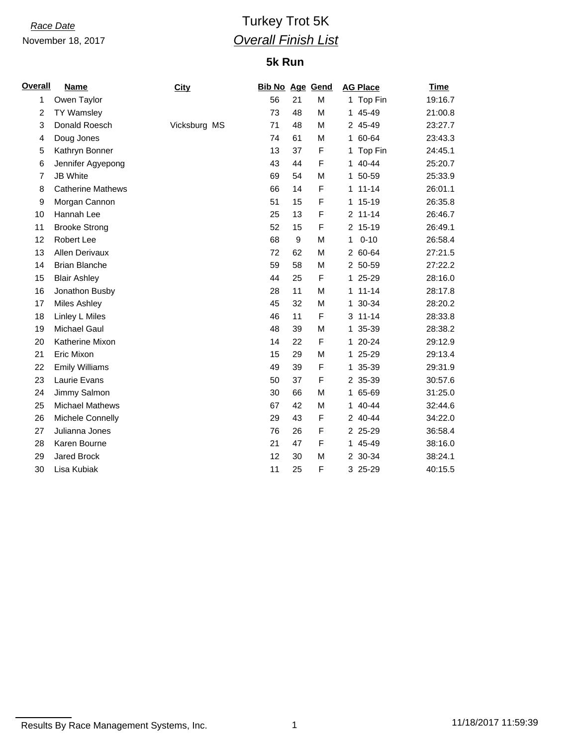*Race Date*

November 18, 2017

# Turkey Trot 5K

## *Overall Finish List*

### 5k Run

| Overall | Name | City | Bib No | Age | Gend | AG Place | Time |
|---|---|---|---|---|---|---|---|
| 1 | Owen Taylor | | 56 | 21 | M | 1 Top Fin | 19:16.7 |
| 2 | TY Wamsley | | 73 | 48 | M | 1 45-49 | 21:00.8 |
| 3 | Donald Roesch | Vicksburg MS | 71 | 48 | M | 2 45-49 | 23:27.7 |
| 4 | Doug Jones | | 74 | 61 | M | 1 60-64 | 23:43.3 |
| 5 | Kathryn Bonner | | 13 | 37 | F | 1 Top Fin | 24:45.1 |
| 6 | Jennifer Agyepong | | 43 | 44 | F | 1 40-44 | 25:20.7 |
| 7 | JB White | | 69 | 54 | M | 1 50-59 | 25:33.9 |
| 8 | Catherine Mathews | | 66 | 14 | F | 1 11-14 | 26:01.1 |
| 9 | Morgan Cannon | | 51 | 15 | F | 1 15-19 | 26:35.8 |
| 10 | Hannah Lee | | 25 | 13 | F | 2 11-14 | 26:46.7 |
| 11 | Brooke Strong | | 52 | 15 | F | 2 15-19 | 26:49.1 |
| 12 | Robert Lee | | 68 | 9 | M | 1 0-10 | 26:58.4 |
| 13 | Allen Derivaux | | 72 | 62 | M | 2 60-64 | 27:21.5 |
| 14 | Brian Blanche | | 59 | 58 | M | 2 50-59 | 27:22.2 |
| 15 | Blair Ashley | | 44 | 25 | F | 1 25-29 | 28:16.0 |
| 16 | Jonathon Busby | | 28 | 11 | M | 1 11-14 | 28:17.8 |
| 17 | Miles Ashley | | 45 | 32 | M | 1 30-34 | 28:20.2 |
| 18 | Linley L Miles | | 46 | 11 | F | 3 11-14 | 28:33.8 |
| 19 | Michael Gaul | | 48 | 39 | M | 1 35-39 | 28:38.2 |
| 20 | Katherine Mixon | | 14 | 22 | F | 1 20-24 | 29:12.9 |
| 21 | Eric Mixon | | 15 | 29 | M | 1 25-29 | 29:13.4 |
| 22 | Emily Williams | | 49 | 39 | F | 1 35-39 | 29:31.9 |
| 23 | Laurie Evans | | 50 | 37 | F | 2 35-39 | 30:57.6 |
| 24 | Jimmy Salmon | | 30 | 66 | M | 1 65-69 | 31:25.0 |
| 25 | Michael Mathews | | 67 | 42 | M | 1 40-44 | 32:44.6 |
| 26 | Michele Connelly | | 29 | 43 | F | 2 40-44 | 34:22.0 |
| 27 | Julianna Jones | | 76 | 26 | F | 2 25-29 | 36:58.4 |
| 28 | Karen Bourne | | 21 | 47 | F | 1 45-49 | 38:16.0 |
| 29 | Jared Brock | | 12 | 30 | M | 2 30-34 | 38:24.1 |
| 30 | Lisa Kubiak | | 11 | 25 | F | 3 25-29 | 40:15.5 |

Results By Race Management Systems, Inc. 11/18/2017 11:59:39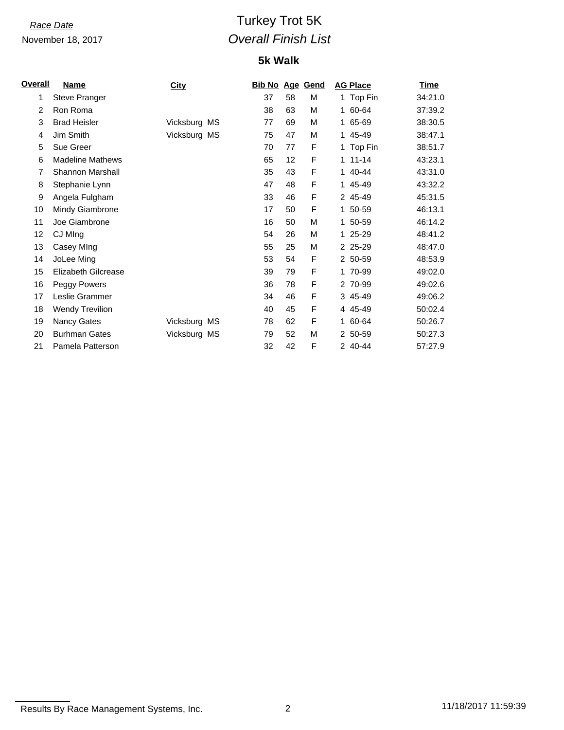*Race Date*

November 18, 2017

# Turkey Trot 5K

## *Overall Finish List*

### 5k Walk

| Overall | Name | City | Bib No | Age | Gend | AG Place | Time |
|---|---|---|---|---|---|---|---|
| 1 | Steve Pranger | | 37 | 58 | M | 1 Top Fin | 34:21.0 |
| 2 | Ron Roma | | 38 | 63 | M | 1 60-64 | 37:39.2 |
| 3 | Brad Heisler | Vicksburg MS | 77 | 69 | M | 1 65-69 | 38:30.5 |
| 4 | Jim Smith | Vicksburg MS | 75 | 47 | M | 1 45-49 | 38:47.1 |
| 5 | Sue Greer | | 70 | 77 | F | 1 Top Fin | 38:51.7 |
| 6 | Madeline Mathews | | 65 | 12 | F | 1 11-14 | 43:23.1 |
| 7 | Shannon Marshall | | 35 | 43 | F | 1 40-44 | 43:31.0 |
| 8 | Stephanie Lynn | | 47 | 48 | F | 1 45-49 | 43:32.2 |
| 9 | Angela Fulgham | | 33 | 46 | F | 2 45-49 | 45:31.5 |
| 10 | Mindy Giambrone | | 17 | 50 | F | 1 50-59 | 46:13.1 |
| 11 | Joe Giambrone | | 16 | 50 | M | 1 50-59 | 46:14.2 |
| 12 | CJ MIng | | 54 | 26 | M | 1 25-29 | 48:41.2 |
| 13 | Casey MIng | | 55 | 25 | M | 2 25-29 | 48:47.0 |
| 14 | JoLee Ming | | 53 | 54 | F | 2 50-59 | 48:53.9 |
| 15 | Elizabeth Gilcrease | | 39 | 79 | F | 1 70-99 | 49:02.0 |
| 16 | Peggy Powers | | 36 | 78 | F | 2 70-99 | 49:02.6 |
| 17 | Leslie Grammer | | 34 | 46 | F | 3 45-49 | 49:06.2 |
| 18 | Wendy Trevilion | | 40 | 45 | F | 4 45-49 | 50:02.4 |
| 19 | Nancy Gates | Vicksburg MS | 78 | 62 | F | 1 60-64 | 50:26.7 |
| 20 | Burhman Gates | Vicksburg MS | 79 | 52 | M | 2 50-59 | 50:27.3 |
| 21 | Pamela Patterson | | 32 | 42 | F | 2 40-44 | 57:27.9 |

Results By Race Management Systems, Inc.

11/18/2017 11:59:39